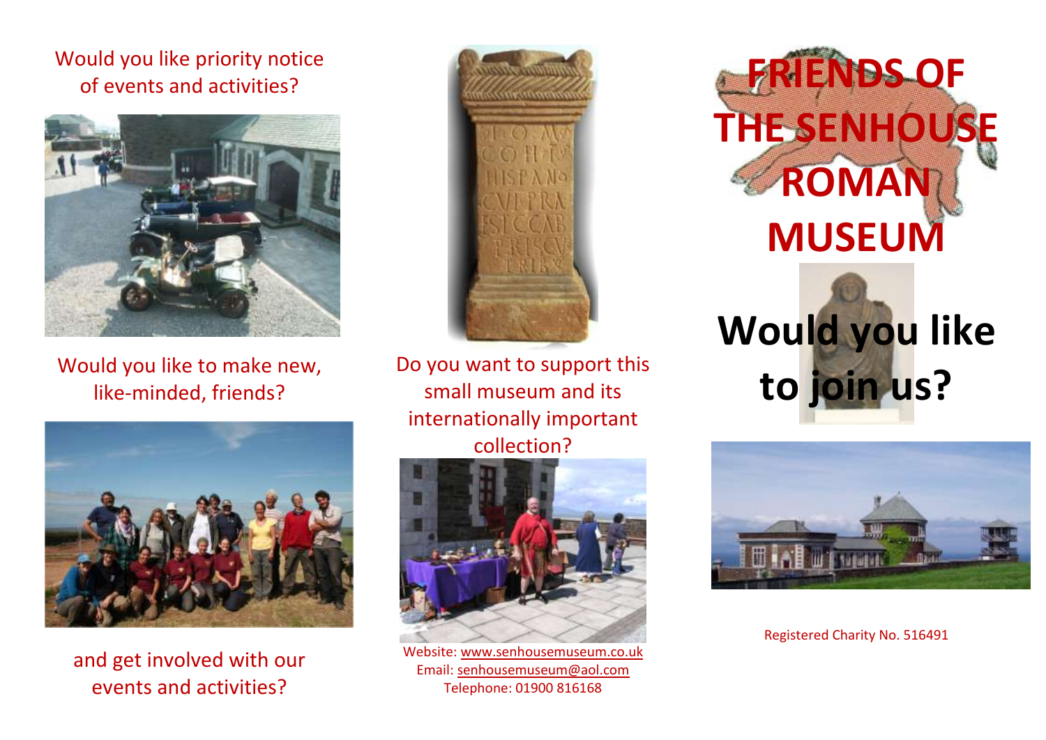# FRIENDS OF THE SENHOUSE ROMAN MUSEUM

## Would you like to join us?

Registered Charity No. 516491

Would you like priority notice of events and activities?

Would you like to make new, like-minded, friends?

and get involved with our events and activities?

Do you want to support this small museum and its internationally important collection?

Website: www.senhousemuseum.co.uk
Email: senhousemuseum@aol.com
Telephone: 01900 816168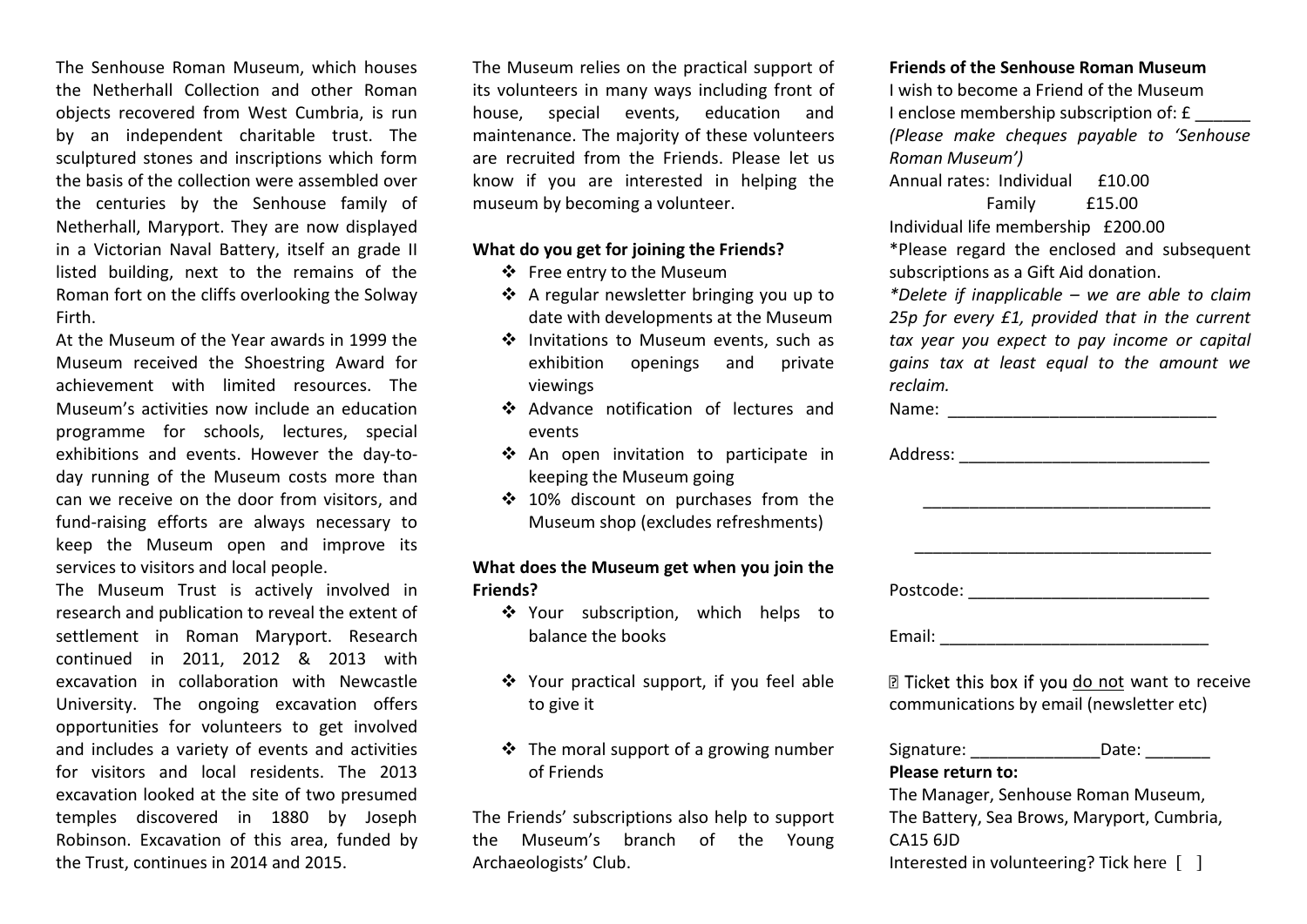The Senhouse Roman Museum, which houses the Netherhall Collection and other Roman objects recovered from West Cumbria, is run by an independent charitable trust. The sculptured stones and inscriptions which form the basis of the collection were assembled over the centuries by the Senhouse family of Netherhall, Maryport. They are now displayed in a Victorian Naval Battery, itself an grade II listed building, next to the remains of the Roman fort on the cliffs overlooking the Solway Firth.

At the Museum of the Year awards in 1999 the Museum received the Shoestring Award for achievement with limited resources. The Museum's activities now include an education programme for schools, lectures, special exhibitions and events. However the day-to-day running of the Museum costs more than can we receive on the door from visitors, and fund-raising efforts are always necessary to keep the Museum open and improve its services to visitors and local people.

The Museum Trust is actively involved in research and publication to reveal the extent of settlement in Roman Maryport. Research continued in 2011, 2012 & 2013 with excavation in collaboration with Newcastle University. The ongoing excavation offers opportunities for volunteers to get involved and includes a variety of events and activities for visitors and local residents. The 2013 excavation looked at the site of two presumed temples discovered in 1880 by Joseph Robinson. Excavation of this area, funded by the Trust, continues in 2014 and 2015.

The Museum relies on the practical support of its volunteers in many ways including front of house, special events, education and maintenance. The majority of these volunteers are recruited from the Friends. Please let us know if you are interested in helping the museum by becoming a volunteer.

**What do you get for joining the Friends?**

- Free entry to the Museum
- A regular newsletter bringing you up to date with developments at the Museum
- Invitations to Museum events, such as exhibition openings and private viewings
- Advance notification of lectures and events
- An open invitation to participate in keeping the Museum going
- 10% discount on purchases from the Museum shop (excludes refreshments)

**What does the Museum get when you join the Friends?**

- Your subscription, which helps to balance the books
- Your practical support, if you feel able to give it
- The moral support of a growing number of Friends

The Friends' subscriptions also help to support the Museum's branch of the Young Archaeologists' Club.

**Friends of the Senhouse Roman Museum**

I wish to become a Friend of the Museum

I enclose membership subscription of: £ ______

*(Please make cheques payable to 'Senhouse Roman Museum')*

Annual rates: Individual £10.00

Family £15.00

Individual life membership £200.00

*Please regard the enclosed and subsequent subscriptions as a Gift Aid donation.

*\*Delete if inapplicable – we are able to claim 25p for every £1, provided that in the current tax year you expect to pay income or capital gains tax at least equal to the amount we reclaim.*

Name: ______________________________

Address: ___________________________

_________________________________

_________________________________

Postcode: __________________________

Email: _____________________________

☐ Ticket this box if you do not want to receive communications by email (newsletter etc)

Signature: ______________Date: _______

**Please return to:**

The Manager, Senhouse Roman Museum, The Battery, Sea Brows, Maryport, Cumbria, CA15 6JD

Interested in volunteering? Tick here [ ]